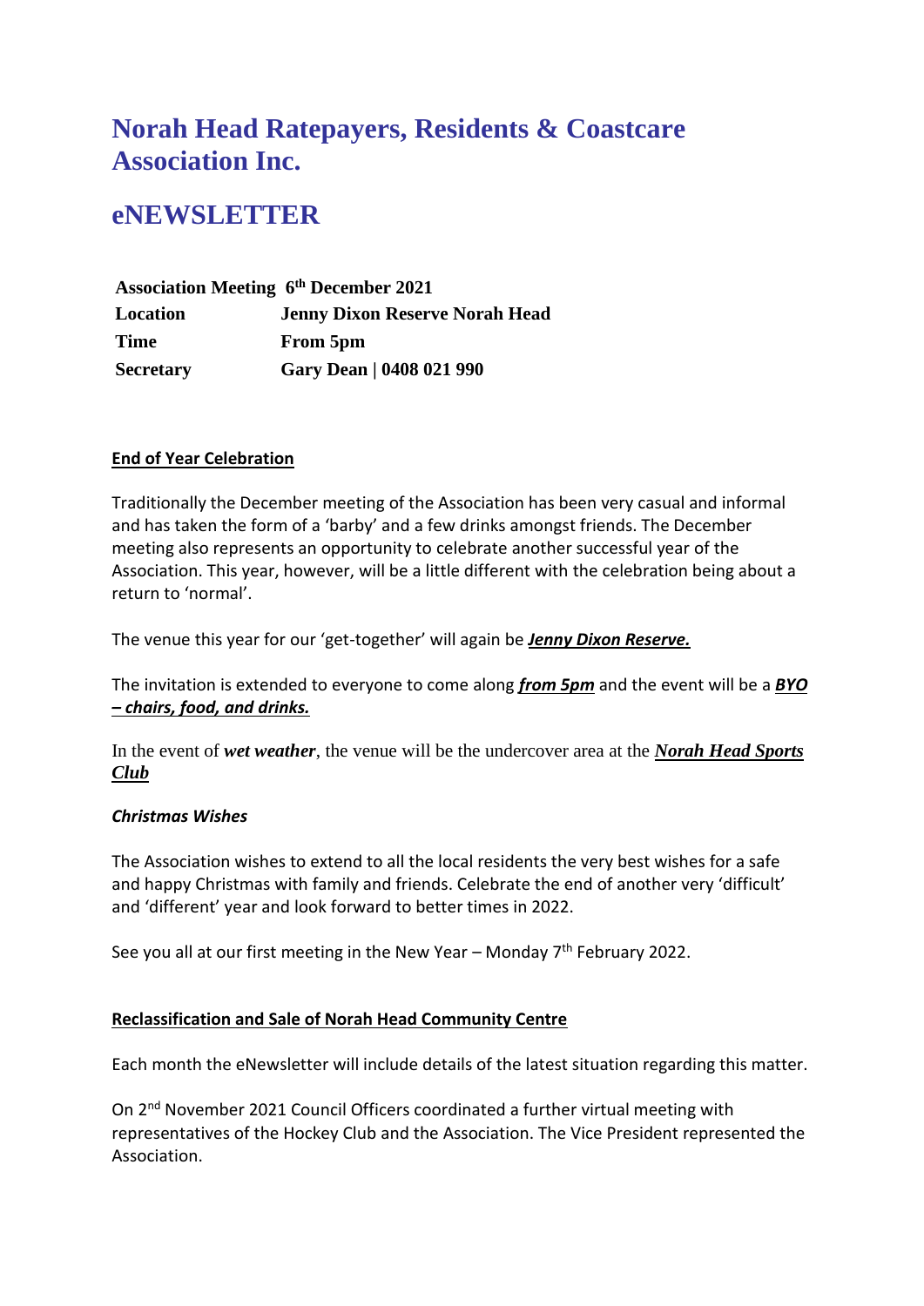# Norah Head Ratepayers, Residents & Coastcare Association Inc.

# eNEWSLETTER

| | |
|---|---|
| **Association Meeting** | **6th December 2021** |
| **Location** | **Jenny Dixon Reserve Norah Head** |
| **Time** | **From 5pm** |
| **Secretary** | **Gary Dean \| 0408 021 990** |

**End of Year Celebration**

Traditionally the December meeting of the Association has been very casual and informal and has taken the form of a 'barby' and a few drinks amongst friends. The December meeting also represents an opportunity to celebrate another successful year of the Association. This year, however, will be a little different with the celebration being about a return to 'normal'.

The venue this year for our 'get-together' will again be ***Jenny Dixon Reserve.***

The invitation is extended to everyone to come along ***from 5pm*** and the event will be a ***BYO – chairs, food, and drinks.***

In the event of ***wet weather***, the venue will be the undercover area at the ***Norah Head Sports Club***

***Christmas Wishes***

The Association wishes to extend to all the local residents the very best wishes for a safe and happy Christmas with family and friends. Celebrate the end of another very 'difficult' and 'different' year and look forward to better times in 2022.

See you all at our first meeting in the New Year – Monday 7th February 2022.

**Reclassification and Sale of Norah Head Community Centre**

Each month the eNewsletter will include details of the latest situation regarding this matter.

On 2nd November 2021 Council Officers coordinated a further virtual meeting with representatives of the Hockey Club and the Association. The Vice President represented the Association.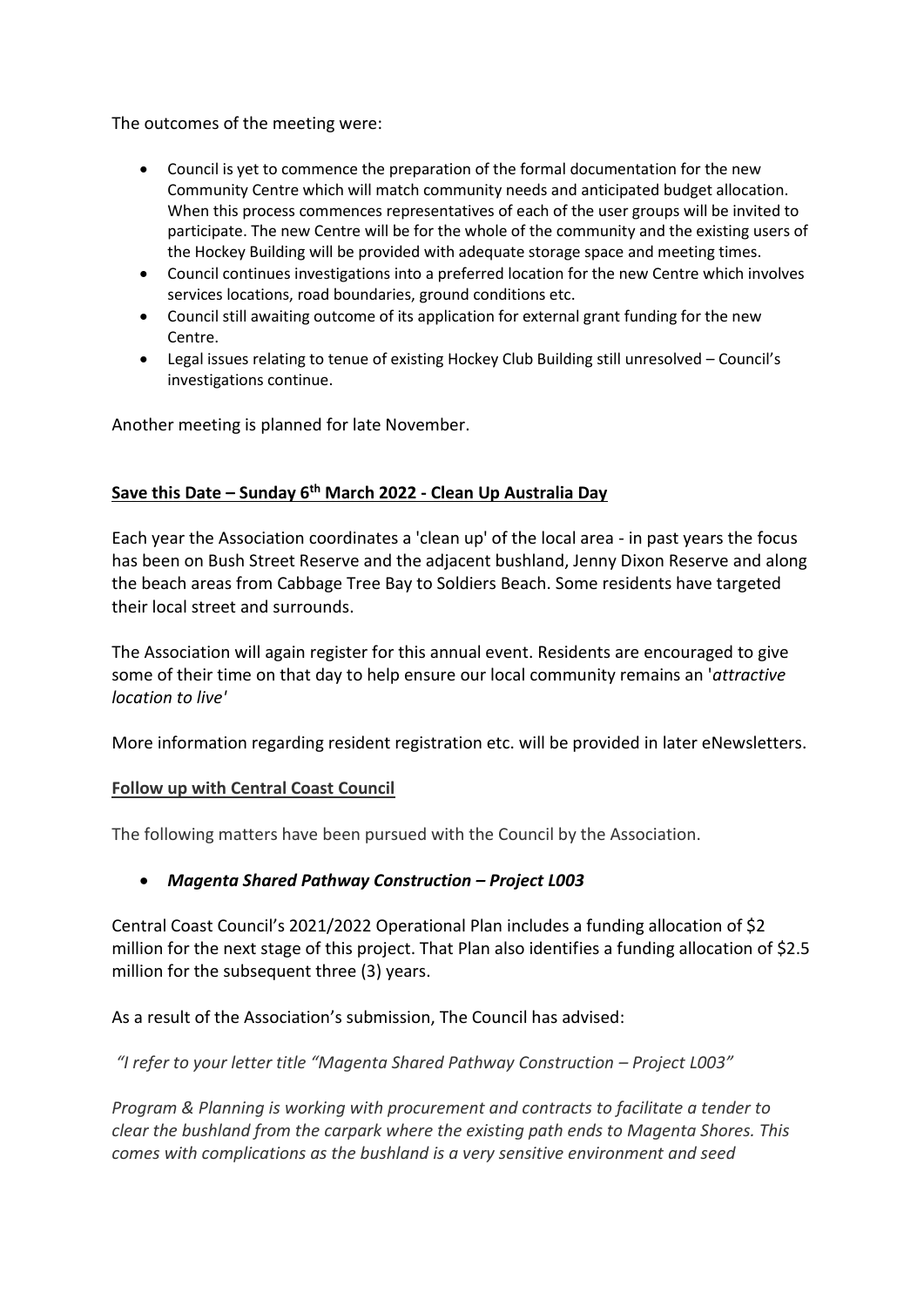The outcomes of the meeting were:

- Council is yet to commence the preparation of the formal documentation for the new Community Centre which will match community needs and anticipated budget allocation. When this process commences representatives of each of the user groups will be invited to participate. The new Centre will be for the whole of the community and the existing users of the Hockey Building will be provided with adequate storage space and meeting times.
- Council continues investigations into a preferred location for the new Centre which involves services locations, road boundaries, ground conditions etc.
- Council still awaiting outcome of its application for external grant funding for the new Centre.
- Legal issues relating to tenue of existing Hockey Club Building still unresolved – Council's investigations continue.

Another meeting is planned for late November.

**Save this Date – Sunday 6th March 2022 - Clean Up Australia Day**

Each year the Association coordinates a 'clean up' of the local area - in past years the focus has been on Bush Street Reserve and the adjacent bushland, Jenny Dixon Reserve and along the beach areas from Cabbage Tree Bay to Soldiers Beach. Some residents have targeted their local street and surrounds.

The Association will again register for this annual event. Residents are encouraged to give some of their time on that day to help ensure our local community remains an '*attractive location to live*'

More information regarding resident registration etc. will be provided in later eNewsletters.

**Follow up with Central Coast Council**

The following matters have been pursued with the Council by the Association.

- ***Magenta Shared Pathway Construction – Project L003***

Central Coast Council's 2021/2022 Operational Plan includes a funding allocation of $2 million for the next stage of this project. That Plan also identifies a funding allocation of $2.5 million for the subsequent three (3) years.

As a result of the Association's submission, The Council has advised:

*"I refer to your letter title "Magenta Shared Pathway Construction – Project L003"*

*Program & Planning is working with procurement and contracts to facilitate a tender to clear the bushland from the carpark where the existing path ends to Magenta Shores. This comes with complications as the bushland is a very sensitive environment and seed*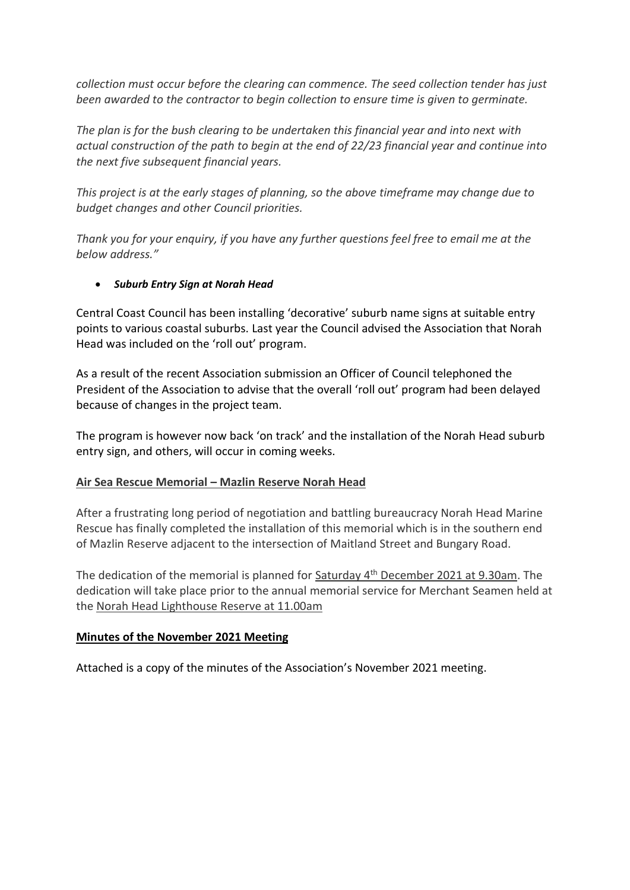*collection must occur before the clearing can commence. The seed collection tender has just been awarded to the contractor to begin collection to ensure time is given to germinate.*

*The plan is for the bush clearing to be undertaken this financial year and into next with actual construction of the path to begin at the end of 22/23 financial year and continue into the next five subsequent financial years.*

*This project is at the early stages of planning, so the above timeframe may change due to budget changes and other Council priorities.*

*Thank you for your enquiry, if you have any further questions feel free to email me at the below address."*

- ***Suburb Entry Sign at Norah Head***

Central Coast Council has been installing 'decorative' suburb name signs at suitable entry points to various coastal suburbs. Last year the Council advised the Association that Norah Head was included on the 'roll out' program.

As a result of the recent Association submission an Officer of Council telephoned the President of the Association to advise that the overall 'roll out' program had been delayed because of changes in the project team.

The program is however now back 'on track' and the installation of the Norah Head suburb entry sign, and others, will occur in coming weeks.

**<u>Air Sea Rescue Memorial – Mazlin Reserve Norah Head</u>**

After a frustrating long period of negotiation and battling bureaucracy Norah Head Marine Rescue has finally completed the installation of this memorial which is in the southern end of Mazlin Reserve adjacent to the intersection of Maitland Street and Bungary Road.

The dedication of the memorial is planned for <u>Saturday 4th December 2021 at 9.30am</u>. The dedication will take place prior to the annual memorial service for Merchant Seamen held at the <u>Norah Head Lighthouse Reserve at 11.00am</u>

**<u>Minutes of the November 2021 Meeting</u>**

Attached is a copy of the minutes of the Association's November 2021 meeting.